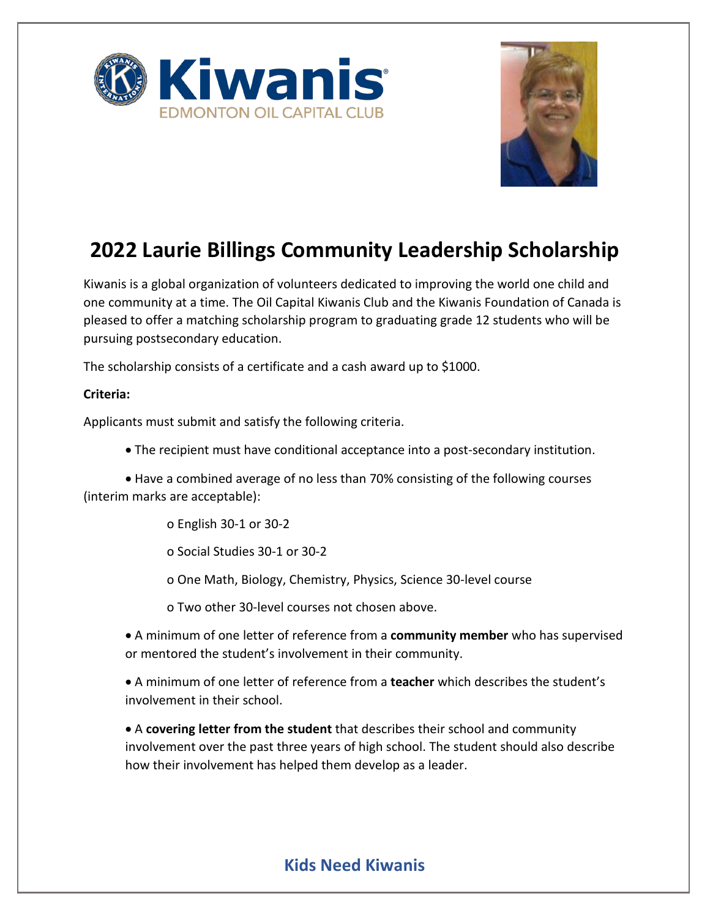# 2022 Laurie Billings Community Leadership Scholarship

Kiwanis is a global organization of volunteers dedicated to improving the world one child and one community at a time. The Oil Capital Kiwanis Club and the Kiwanis Foundation of Canada is pleased to offer a matching scholarship program to graduating grade 12 students who will be pursuing postsecondary education.

The scholarship consists of a certificate and a cash award up to $1000.

**Criteria:**

Applicants must submit and satisfy the following criteria.

- The recipient must have conditional acceptance into a post-secondary institution.
- Have a combined average of no less than 70% consisting of the following courses (interim marks are acceptable):
  - English 30-1 or 30-2
  - Social Studies 30-1 or 30-2
  - One Math, Biology, Chemistry, Physics, Science 30-level course
  - Two other 30-level courses not chosen above.
- A minimum of one letter of reference from a **community member** who has supervised or mentored the student's involvement in their community.
- A minimum of one letter of reference from a **teacher** which describes the student's involvement in their school.
- A **covering letter from the student** that describes their school and community involvement over the past three years of high school. The student should also describe how their involvement has helped them develop as a leader.

**Kids Need Kiwanis**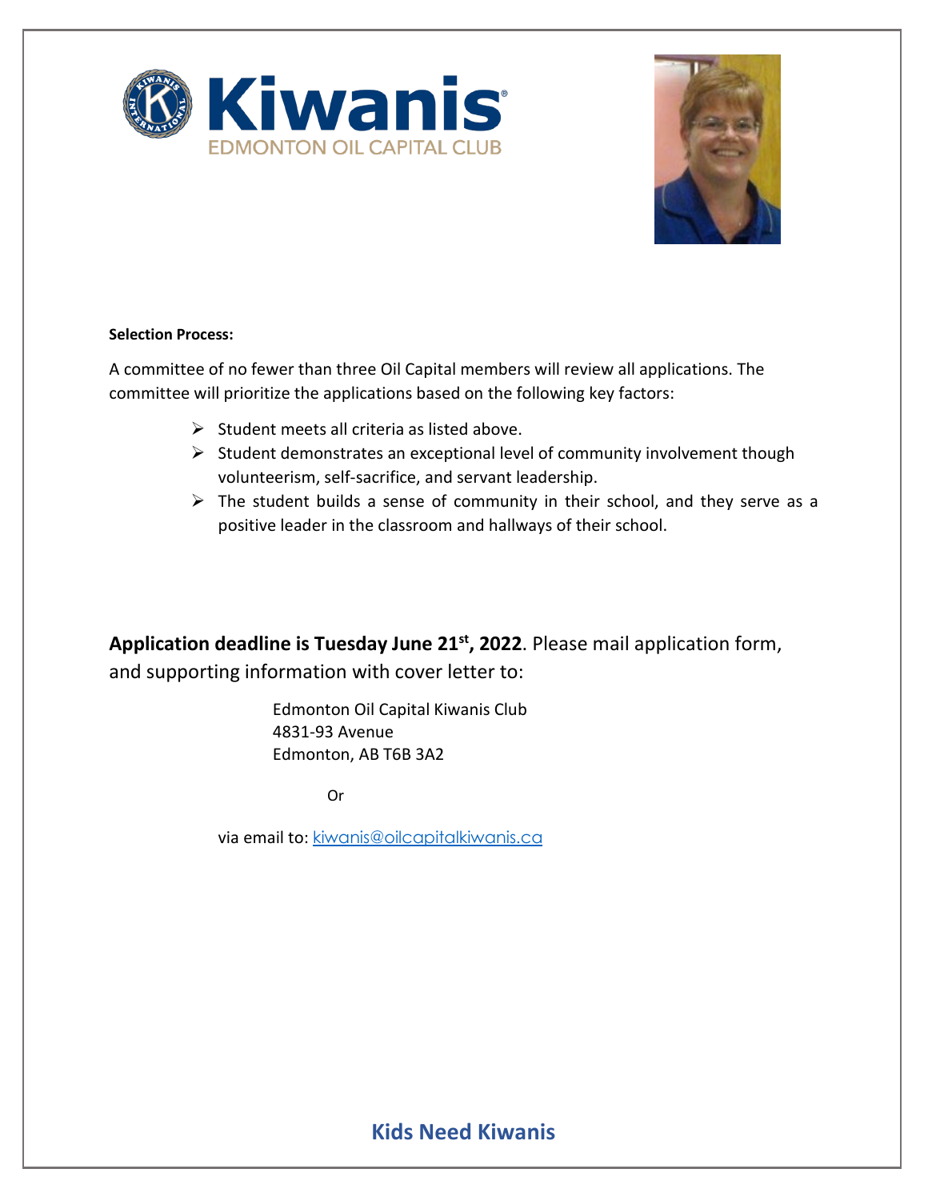**Kiwanis**
EDMONTON OIL CAPITAL CLUB

**Selection Process:**

A committee of no fewer than three Oil Capital members will review all applications. The committee will prioritize the applications based on the following key factors:

- Student meets all criteria as listed above.
- Student demonstrates an exceptional level of community involvement though volunteerism, self-sacrifice, and servant leadership.
- The student builds a sense of community in their school, and they serve as a positive leader in the classroom and hallways of their school.

**Application deadline is Tuesday June 21st, 2022**. Please mail application form, and supporting information with cover letter to:

Edmonton Oil Capital Kiwanis Club
4831-93 Avenue
Edmonton, AB T6B 3A2

Or

via email to: kiwanis@oilcapitalkiwanis.ca

**Kids Need Kiwanis**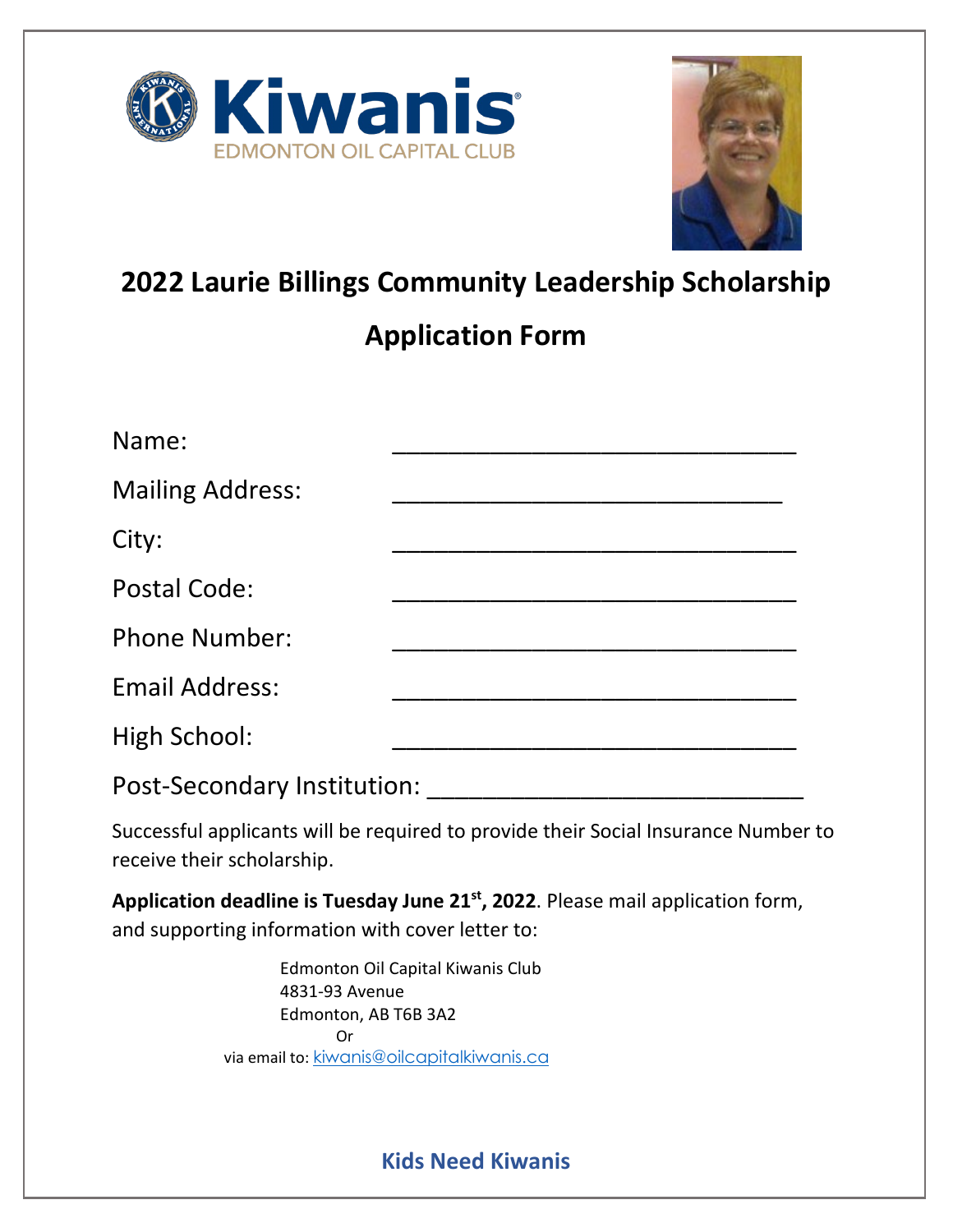Kiwanis
EDMONTON OIL CAPITAL CLUB

# 2022 Laurie Billings Community Leadership Scholarship

# Application Form

Name: ______________________________

Mailing Address: _____________________________

City: ______________________________

Postal Code: ______________________________

Phone Number: ______________________________

Email Address: ______________________________

High School: ______________________________

Post-Secondary Institution: ____________________________

Successful applicants will be required to provide their Social Insurance Number to receive their scholarship.

**Application deadline is Tuesday June 21st, 2022**. Please mail application form, and supporting information with cover letter to:

Edmonton Oil Capital Kiwanis Club
4831-93 Avenue
Edmonton, AB T6B 3A2

Or

via email to: kiwanis@oilcapitalkiwanis.ca

**Kids Need Kiwanis**